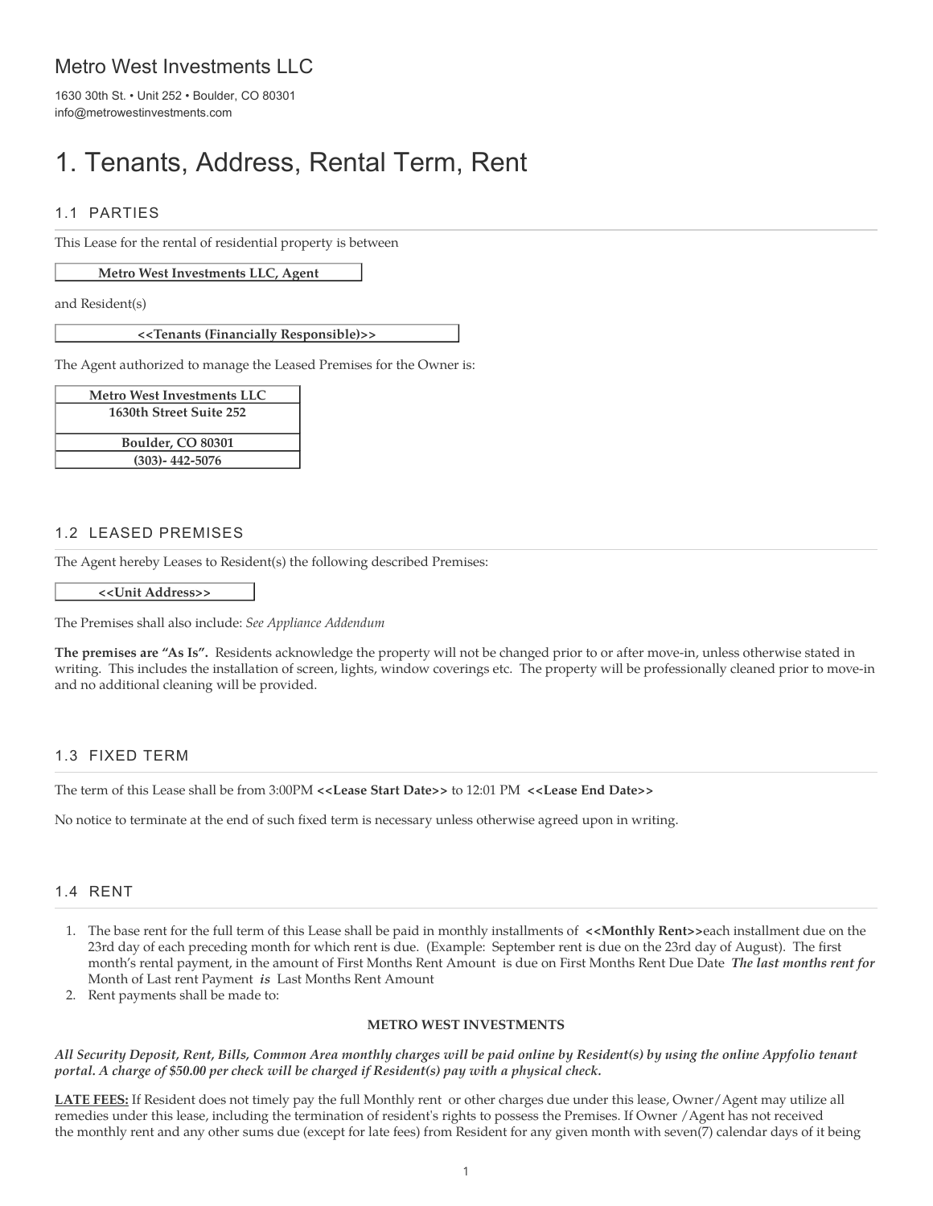Metro West Investments LLC

1630 30th St. • Unit 252 • Boulder, CO 80301
info@metrowestinvestments.com

# 1. Tenants, Address, Rental Term, Rent

## 1.1 PARTIES

This Lease for the rental of residential property is between

| **Metro West Investments LLC, Agent** |
|---|

and Resident(s)

| **<<Tenants (Financially Responsible)>>** |
|---|

The Agent authorized to manage the Leased Premises for the Owner is:

| **Metro West Investments LLC** |
|---|
| **1630th Street Suite 252** |
| **Boulder, CO 80301** |
| **(303)- 442-5076** |

## 1.2 LEASED PREMISES

The Agent hereby Leases to Resident(s) the following described Premises:

| **<<Unit Address>>** |
|---|

The Premises shall also include: *See Appliance Addendum*

**The premises are "As Is".** Residents acknowledge the property will not be changed prior to or after move-in, unless otherwise stated in writing. This includes the installation of screen, lights, window coverings etc. The property will be professionally cleaned prior to move-in and no additional cleaning will be provided.

## 1.3 FIXED TERM

The term of this Lease shall be from 3:00PM **<<Lease Start Date>>** to 12:01 PM **<<Lease End Date>>**

No notice to terminate at the end of such fixed term is necessary unless otherwise agreed upon in writing.

## 1.4 RENT

1. The base rent for the full term of this Lease shall be paid in monthly installments of **<<Monthly Rent>>**each installment due on the 23rd day of each preceding month for which rent is due. (Example: September rent is due on the 23rd day of August). The first month's rental payment, in the amount of First Months Rent Amount is due on First Months Rent Due Date ***The last months rent for*** Month of Last rent Payment ***is*** Last Months Rent Amount
2. Rent payments shall be made to:

**METRO WEST INVESTMENTS**

***All Security Deposit, Rent, Bills, Common Area monthly charges will be paid online by Resident(s) by using the online Appfolio tenant portal. A charge of $50.00 per check will be charged if Resident(s) pay with a physical check.***

**LATE FEES:** If Resident does not timely pay the full Monthly rent or other charges due under this lease, Owner/Agent may utilize all remedies under this lease, including the termination of resident's rights to possess the Premises. If Owner /Agent has not received the monthly rent and any other sums due (except for late fees) from Resident for any given month with seven(7) calendar days of it being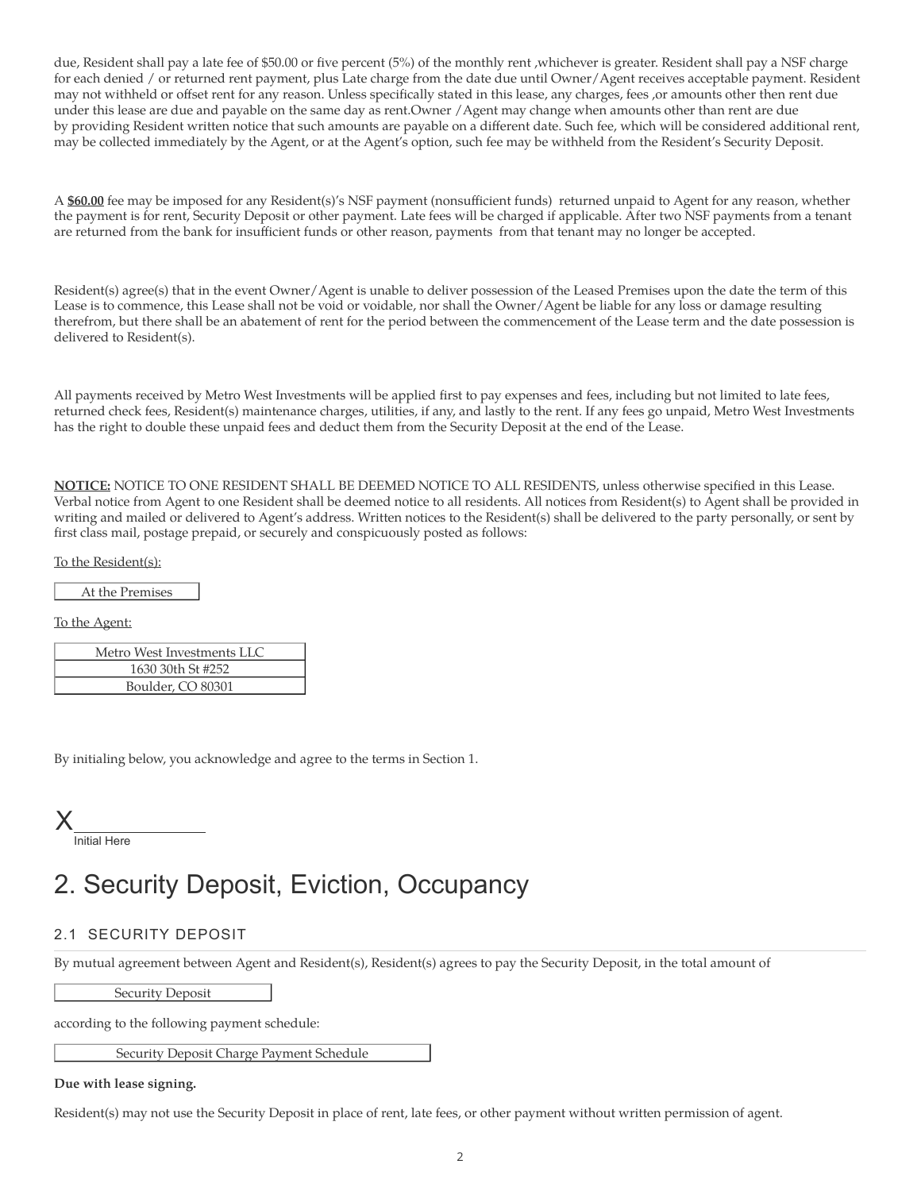due, Resident shall pay a late fee of $50.00 or five percent (5%) of the monthly rent ,whichever is greater. Resident shall pay a NSF charge for each denied / or returned rent payment, plus Late charge from the date due until Owner/Agent receives acceptable payment. Resident may not withheld or offset rent for any reason. Unless specifically stated in this lease, any charges, fees ,or amounts other then rent due under this lease are due and payable on the same day as rent.Owner /Agent may change when amounts other than rent are due by providing Resident written notice that such amounts are payable on a different date. Such fee, which will be considered additional rent, may be collected immediately by the Agent, or at the Agent's option, such fee may be withheld from the Resident's Security Deposit.

A **$60.00** fee may be imposed for any Resident(s)'s NSF payment (nonsufficient funds) returned unpaid to Agent for any reason, whether the payment is for rent, Security Deposit or other payment. Late fees will be charged if applicable. After two NSF payments from a tenant are returned from the bank for insufficient funds or other reason, payments from that tenant may no longer be accepted.

Resident(s) agree(s) that in the event Owner/Agent is unable to deliver possession of the Leased Premises upon the date the term of this Lease is to commence, this Lease shall not be void or voidable, nor shall the Owner/Agent be liable for any loss or damage resulting therefrom, but there shall be an abatement of rent for the period between the commencement of the Lease term and the date possession is delivered to Resident(s).

All payments received by Metro West Investments will be applied first to pay expenses and fees, including but not limited to late fees, returned check fees, Resident(s) maintenance charges, utilities, if any, and lastly to the rent. If any fees go unpaid, Metro West Investments has the right to double these unpaid fees and deduct them from the Security Deposit at the end of the Lease.

**NOTICE:** NOTICE TO ONE RESIDENT SHALL BE DEEMED NOTICE TO ALL RESIDENTS, unless otherwise specified in this Lease. Verbal notice from Agent to one Resident shall be deemed notice to all residents. All notices from Resident(s) to Agent shall be provided in writing and mailed or delivered to Agent's address. Written notices to the Resident(s) shall be delivered to the party personally, or sent by first class mail, postage prepaid, or securely and conspicuously posted as follows:

To the Resident(s):

| At the Premises |
|---|

To the Agent:

| Metro West Investments LLC |
|---|
| 1630 30th St #252 |
| Boulder, CO 80301 |

By initialing below, you acknowledge and agree to the terms in Section 1.

X________________
Initial Here

# 2. Security Deposit, Eviction, Occupancy

## 2.1 SECURITY DEPOSIT

By mutual agreement between Agent and Resident(s), Resident(s) agrees to pay the Security Deposit, in the total amount of

| Security Deposit |
|---|

according to the following payment schedule:

| Security Deposit Charge Payment Schedule |
|---|

**Due with lease signing.**

Resident(s) may not use the Security Deposit in place of rent, late fees, or other payment without written permission of agent.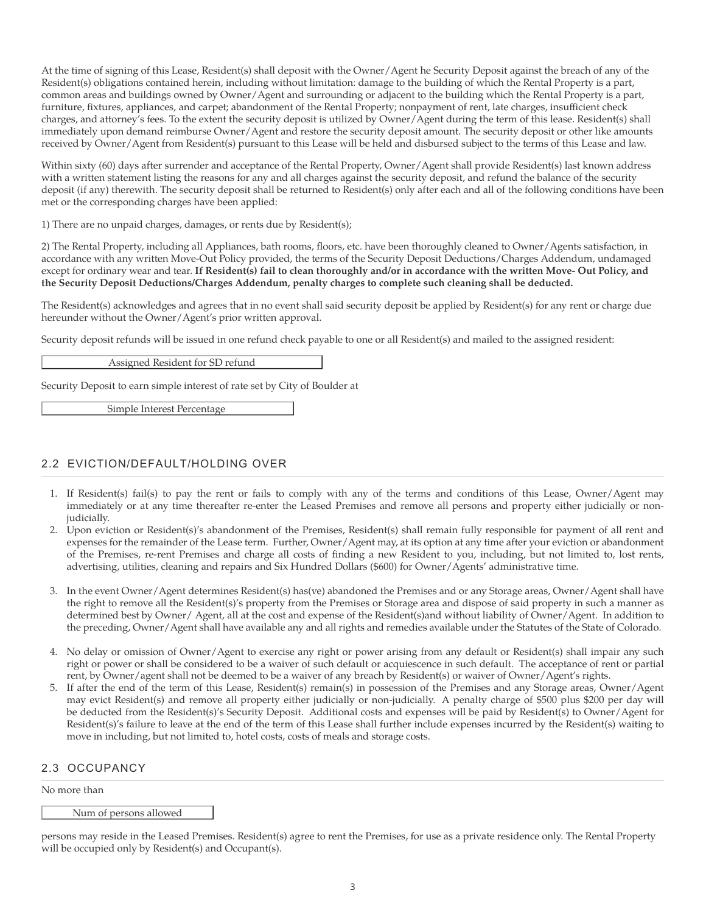At the time of signing of this Lease, Resident(s) shall deposit with the Owner/Agent he Security Deposit against the breach of any of the Resident(s) obligations contained herein, including without limitation: damage to the building of which the Rental Property is a part, common areas and buildings owned by Owner/Agent and surrounding or adjacent to the building which the Rental Property is a part, furniture, fixtures, appliances, and carpet; abandonment of the Rental Property; nonpayment of rent, late charges, insufficient check charges, and attorney's fees. To the extent the security deposit is utilized by Owner/Agent during the term of this lease. Resident(s) shall immediately upon demand reimburse Owner/Agent and restore the security deposit amount. The security deposit or other like amounts received by Owner/Agent from Resident(s) pursuant to this Lease will be held and disbursed subject to the terms of this Lease and law.

Within sixty (60) days after surrender and acceptance of the Rental Property, Owner/Agent shall provide Resident(s) last known address with a written statement listing the reasons for any and all charges against the security deposit, and refund the balance of the security deposit (if any) therewith. The security deposit shall be returned to Resident(s) only after each and all of the following conditions have been met or the corresponding charges have been applied:

1) There are no unpaid charges, damages, or rents due by Resident(s);

2) The Rental Property, including all Appliances, bath rooms, floors, etc. have been thoroughly cleaned to Owner/Agents satisfaction, in accordance with any written Move-Out Policy provided, the terms of the Security Deposit Deductions/Charges Addendum, undamaged except for ordinary wear and tear. **If Resident(s) fail to clean thoroughly and/or in accordance with the written Move- Out Policy, and the Security Deposit Deductions/Charges Addendum, penalty charges to complete such cleaning shall be deducted.**

The Resident(s) acknowledges and agrees that in no event shall said security deposit be applied by Resident(s) for any rent or charge due hereunder without the Owner/Agent's prior written approval.

Security deposit refunds will be issued in one refund check payable to one or all Resident(s) and mailed to the assigned resident:

| Assigned Resident for SD refund |
|---|

Security Deposit to earn simple interest of rate set by City of Boulder at

| Simple Interest Percentage |
|---|

## 2.2 EVICTION/DEFAULT/HOLDING OVER

1. If Resident(s) fail(s) to pay the rent or fails to comply with any of the terms and conditions of this Lease, Owner/Agent may immediately or at any time thereafter re-enter the Leased Premises and remove all persons and property either judicially or non-judicially.
2. Upon eviction or Resident(s)'s abandonment of the Premises, Resident(s) shall remain fully responsible for payment of all rent and expenses for the remainder of the Lease term. Further, Owner/Agent may, at its option at any time after your eviction or abandonment of the Premises, re-rent Premises and charge all costs of finding a new Resident to you, including, but not limited to, lost rents, advertising, utilities, cleaning and repairs and Six Hundred Dollars ($600) for Owner/Agents' administrative time.
3. In the event Owner/Agent determines Resident(s) has(ve) abandoned the Premises and or any Storage areas, Owner/Agent shall have the right to remove all the Resident(s)'s property from the Premises or Storage area and dispose of said property in such a manner as determined best by Owner/ Agent, all at the cost and expense of the Resident(s)and without liability of Owner/Agent. In addition to the preceding, Owner/Agent shall have available any and all rights and remedies available under the Statutes of the State of Colorado.
4. No delay or omission of Owner/Agent to exercise any right or power arising from any default or Resident(s) shall impair any such right or power or shall be considered to be a waiver of such default or acquiescence in such default. The acceptance of rent or partial rent, by Owner/agent shall not be deemed to be a waiver of any breach by Resident(s) or waiver of Owner/Agent's rights.
5. If after the end of the term of this Lease, Resident(s) remain(s) in possession of the Premises and any Storage areas, Owner/Agent may evict Resident(s) and remove all property either judicially or non-judicially. A penalty charge of $500 plus $200 per day will be deducted from the Resident(s)'s Security Deposit. Additional costs and expenses will be paid by Resident(s) to Owner/Agent for Resident(s)'s failure to leave at the end of the term of this Lease shall further include expenses incurred by the Resident(s) waiting to move in including, but not limited to, hotel costs, costs of meals and storage costs.

## 2.3 OCCUPANCY

No more than

| Num of persons allowed |
|---|

persons may reside in the Leased Premises. Resident(s) agree to rent the Premises, for use as a private residence only. The Rental Property will be occupied only by Resident(s) and Occupant(s).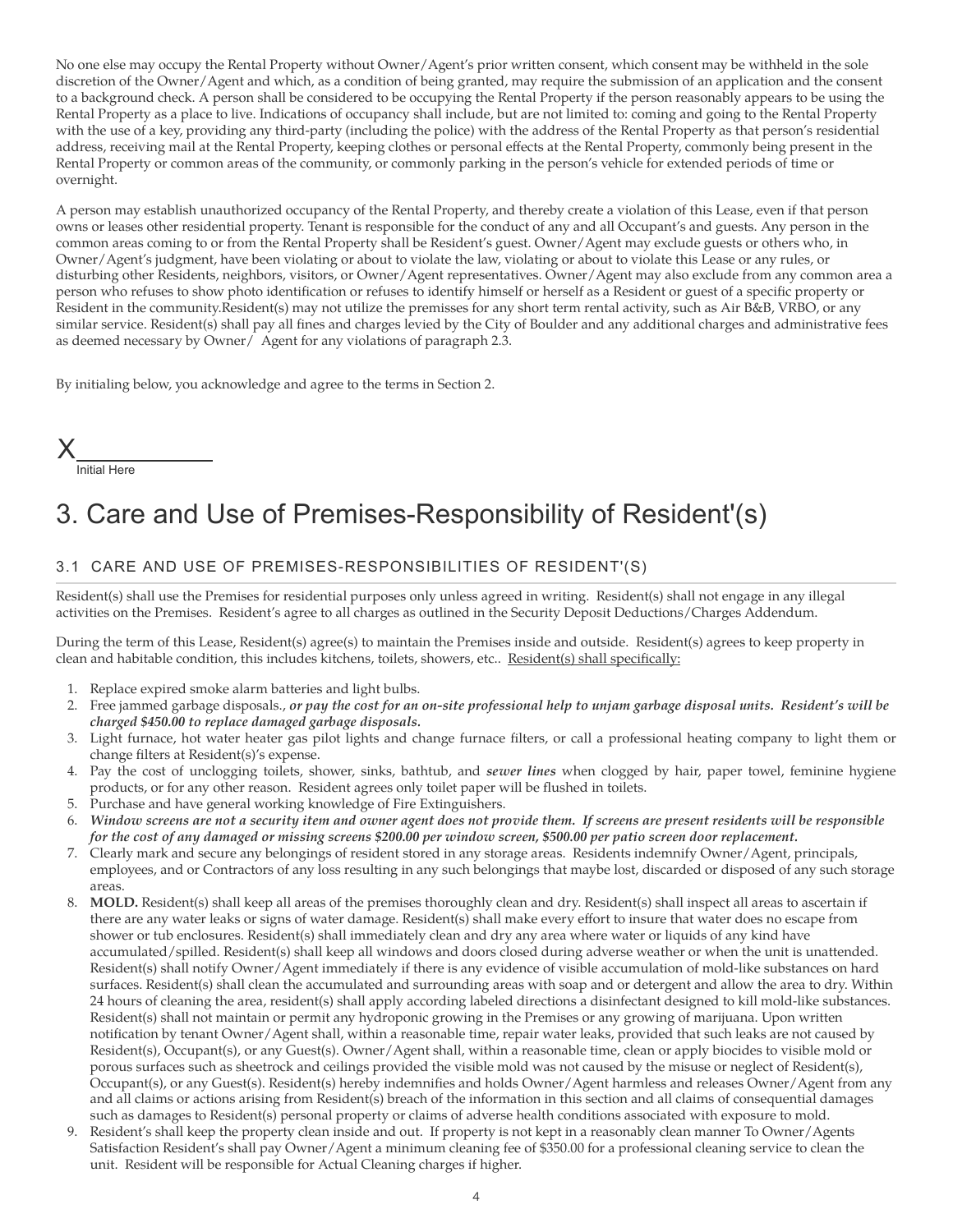No one else may occupy the Rental Property without Owner/Agent's prior written consent, which consent may be withheld in the sole discretion of the Owner/Agent and which, as a condition of being granted, may require the submission of an application and the consent to a background check. A person shall be considered to be occupying the Rental Property if the person reasonably appears to be using the Rental Property as a place to live. Indications of occupancy shall include, but are not limited to: coming and going to the Rental Property with the use of a key, providing any third-party (including the police) with the address of the Rental Property as that person's residential address, receiving mail at the Rental Property, keeping clothes or personal effects at the Rental Property, commonly being present in the Rental Property or common areas of the community, or commonly parking in the person's vehicle for extended periods of time or overnight.

A person may establish unauthorized occupancy of the Rental Property, and thereby create a violation of this Lease, even if that person owns or leases other residential property. Tenant is responsible for the conduct of any and all Occupant's and guests. Any person in the common areas coming to or from the Rental Property shall be Resident's guest. Owner/Agent may exclude guests or others who, in Owner/Agent's judgment, have been violating or about to violate the law, violating or about to violate this Lease or any rules, or disturbing other Residents, neighbors, visitors, or Owner/Agent representatives. Owner/Agent may also exclude from any common area a person who refuses to show photo identification or refuses to identify himself or herself as a Resident or guest of a specific property or Resident in the community.Resident(s) may not utilize the premisses for any short term rental activity, such as Air B&B, VRBO, or any similar service. Resident(s) shall pay all fines and charges levied by the City of Boulder and any additional charges and administrative fees as deemed necessary by Owner/ Agent for any violations of paragraph 2.3.

By initialing below, you acknowledge and agree to the terms in Section 2.

X__________
Initial Here

# 3. Care and Use of Premises-Responsibility of Resident'(s)

## 3.1 CARE AND USE OF PREMISES-RESPONSIBILITIES OF RESIDENT'(S)

Resident(s) shall use the Premises for residential purposes only unless agreed in writing. Resident(s) shall not engage in any illegal activities on the Premises. Resident's agree to all charges as outlined in the Security Deposit Deductions/Charges Addendum.

During the term of this Lease, Resident(s) agree(s) to maintain the Premises inside and outside. Resident(s) agrees to keep property in clean and habitable condition, this includes kitchens, toilets, showers, etc.. <u>Resident(s) shall specifically:</u>

1. Replace expired smoke alarm batteries and light bulbs.
2. Free jammed garbage disposals., ***or pay the cost for an on-site professional help to unjam garbage disposal units. Resident's will be charged $450.00 to replace damaged garbage disposals.***
3. Light furnace, hot water heater gas pilot lights and change furnace filters, or call a professional heating company to light them or change filters at Resident(s)'s expense.
4. Pay the cost of unclogging toilets, shower, sinks, bathtub, and ***sewer lines*** when clogged by hair, paper towel, feminine hygiene products, or for any other reason. Resident agrees only toilet paper will be flushed in toilets.
5. Purchase and have general working knowledge of Fire Extinguishers.
6. ***Window screens are not a security item and owner agent does not provide them. If screens are present residents will be responsible for the cost of any damaged or missing screens $200.00 per window screen, $500.00 per patio screen door replacement.***
7. Clearly mark and secure any belongings of resident stored in any storage areas. Residents indemnify Owner/Agent, principals, employees, and or Contractors of any loss resulting in any such belongings that maybe lost, discarded or disposed of any such storage areas.
8. **MOLD.** Resident(s) shall keep all areas of the premises thoroughly clean and dry. Resident(s) shall inspect all areas to ascertain if there are any water leaks or signs of water damage. Resident(s) shall make every effort to insure that water does no escape from shower or tub enclosures. Resident(s) shall immediately clean and dry any area where water or liquids of any kind have accumulated/spilled. Resident(s) shall keep all windows and doors closed during adverse weather or when the unit is unattended. Resident(s) shall notify Owner/Agent immediately if there is any evidence of visible accumulation of mold-like substances on hard surfaces. Resident(s) shall clean the accumulated and surrounding areas with soap and or detergent and allow the area to dry. Within 24 hours of cleaning the area, resident(s) shall apply according labeled directions a disinfectant designed to kill mold-like substances. Resident(s) shall not maintain or permit any hydroponic growing in the Premises or any growing of marijuana. Upon written notification by tenant Owner/Agent shall, within a reasonable time, repair water leaks, provided that such leaks are not caused by Resident(s), Occupant(s), or any Guest(s). Owner/Agent shall, within a reasonable time, clean or apply biocides to visible mold or porous surfaces such as sheetrock and ceilings provided the visible mold was not caused by the misuse or neglect of Resident(s), Occupant(s), or any Guest(s). Resident(s) hereby indemnifies and holds Owner/Agent harmless and releases Owner/Agent from any and all claims or actions arising from Resident(s) breach of the information in this section and all claims of consequential damages such as damages to Resident(s) personal property or claims of adverse health conditions associated with exposure to mold.
9. Resident's shall keep the property clean inside and out. If property is not kept in a reasonably clean manner To Owner/Agents Satisfaction Resident's shall pay Owner/Agent a minimum cleaning fee of $350.00 for a professional cleaning service to clean the unit. Resident will be responsible for Actual Cleaning charges if higher.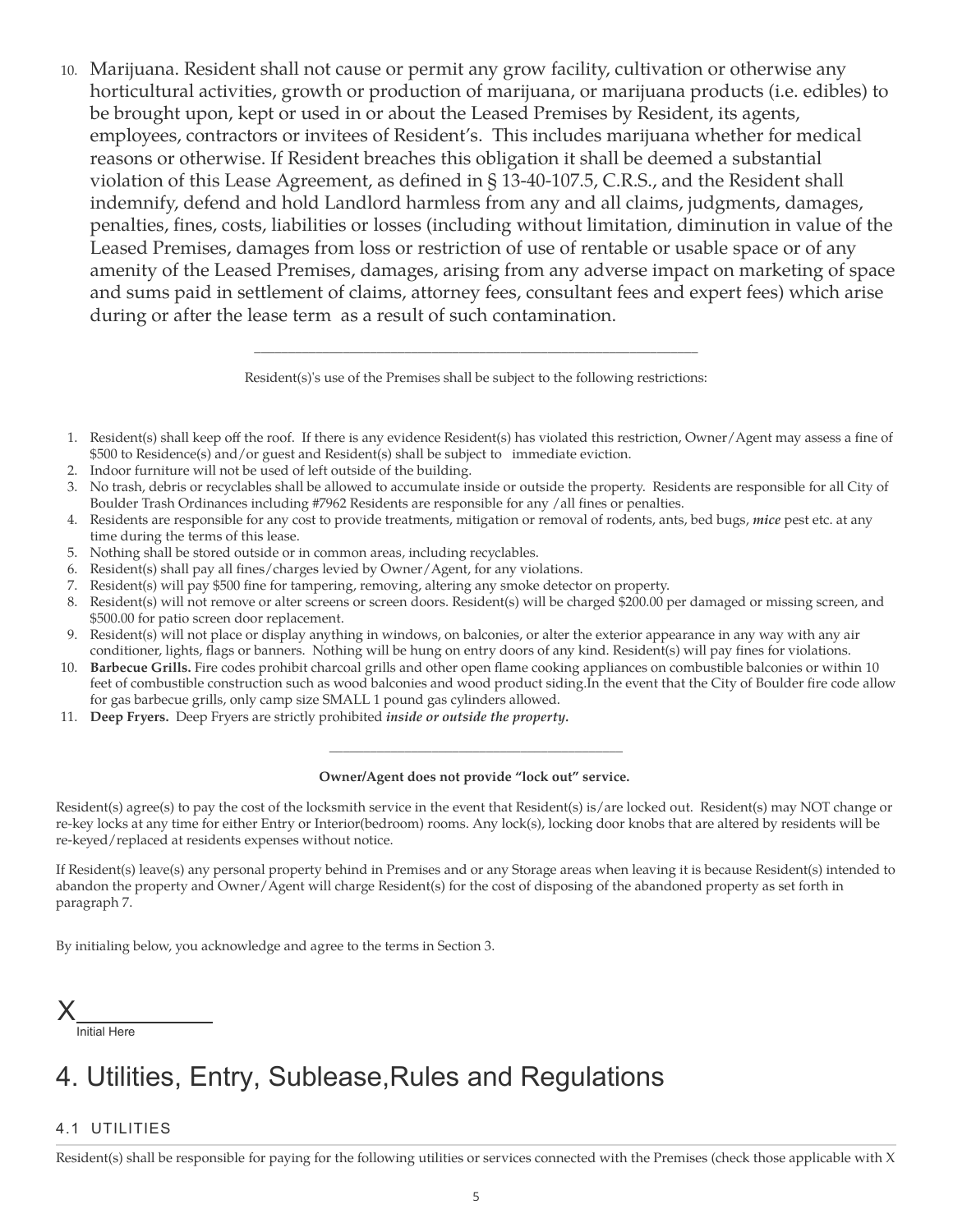10. Marijuana. Resident shall not cause or permit any grow facility, cultivation or otherwise any horticultural activities, growth or production of marijuana, or marijuana products (i.e. edibles) to be brought upon, kept or used in or about the Leased Premises by Resident, its agents, employees, contractors or invitees of Resident's. This includes marijuana whether for medical reasons or otherwise. If Resident breaches this obligation it shall be deemed a substantial violation of this Lease Agreement, as defined in § 13-40-107.5, C.R.S., and the Resident shall indemnify, defend and hold Landlord harmless from any and all claims, judgments, damages, penalties, fines, costs, liabilities or losses (including without limitation, diminution in value of the Leased Premises, damages from loss or restriction of use of rentable or usable space or of any amenity of the Leased Premises, damages, arising from any adverse impact on marketing of space and sums paid in settlement of claims, attorney fees, consultant fees and expert fees) which arise during or after the lease term as a result of such contamination.

---

Resident(s)'s use of the Premises shall be subject to the following restrictions:

1. Resident(s) shall keep off the roof. If there is any evidence Resident(s) has violated this restriction, Owner/Agent may assess a fine of $500 to Residence(s) and/or guest and Resident(s) shall be subject to immediate eviction.
2. Indoor furniture will not be used of left outside of the building.
3. No trash, debris or recyclables shall be allowed to accumulate inside or outside the property. Residents are responsible for all City of Boulder Trash Ordinances including #7962 Residents are responsible for any /all fines or penalties.
4. Residents are responsible for any cost to provide treatments, mitigation or removal of rodents, ants, bed bugs, ***mice*** pest etc. at any time during the terms of this lease.
5. Nothing shall be stored outside or in common areas, including recyclables.
6. Resident(s) shall pay all fines/charges levied by Owner/Agent, for any violations.
7. Resident(s) will pay $500 fine for tampering, removing, altering any smoke detector on property.
8. Resident(s) will not remove or alter screens or screen doors. Resident(s) will be charged $200.00 per damaged or missing screen, and $500.00 for patio screen door replacement.
9. Resident(s) will not place or display anything in windows, on balconies, or alter the exterior appearance in any way with any air conditioner, lights, flags or banners. Nothing will be hung on entry doors of any kind. Resident(s) will pay fines for violations.
10. **Barbecue Grills.** Fire codes prohibit charcoal grills and other open flame cooking appliances on combustible balconies or within 10 feet of combustible construction such as wood balconies and wood product siding.In the event that the City of Boulder fire code allow for gas barbecue grills, only camp size SMALL 1 pound gas cylinders allowed.
11. **Deep Fryers.** Deep Fryers are strictly prohibited ***inside or outside the property.***

---

**Owner/Agent does not provide "lock out" service.**

Resident(s) agree(s) to pay the cost of the locksmith service in the event that Resident(s) is/are locked out. Resident(s) may NOT change or re-key locks at any time for either Entry or Interior(bedroom) rooms. Any lock(s), locking door knobs that are altered by residents will be re-keyed/replaced at residents expenses without notice.

If Resident(s) leave(s) any personal property behind in Premises and or any Storage areas when leaving it is because Resident(s) intended to abandon the property and Owner/Agent will charge Resident(s) for the cost of disposing of the abandoned property as set forth in paragraph 7.

By initialing below, you acknowledge and agree to the terms in Section 3.

X__________
Initial Here

# 4. Utilities, Entry, Sublease,Rules and Regulations

## 4.1 UTILITIES

Resident(s) shall be responsible for paying for the following utilities or services connected with the Premises (check those applicable with X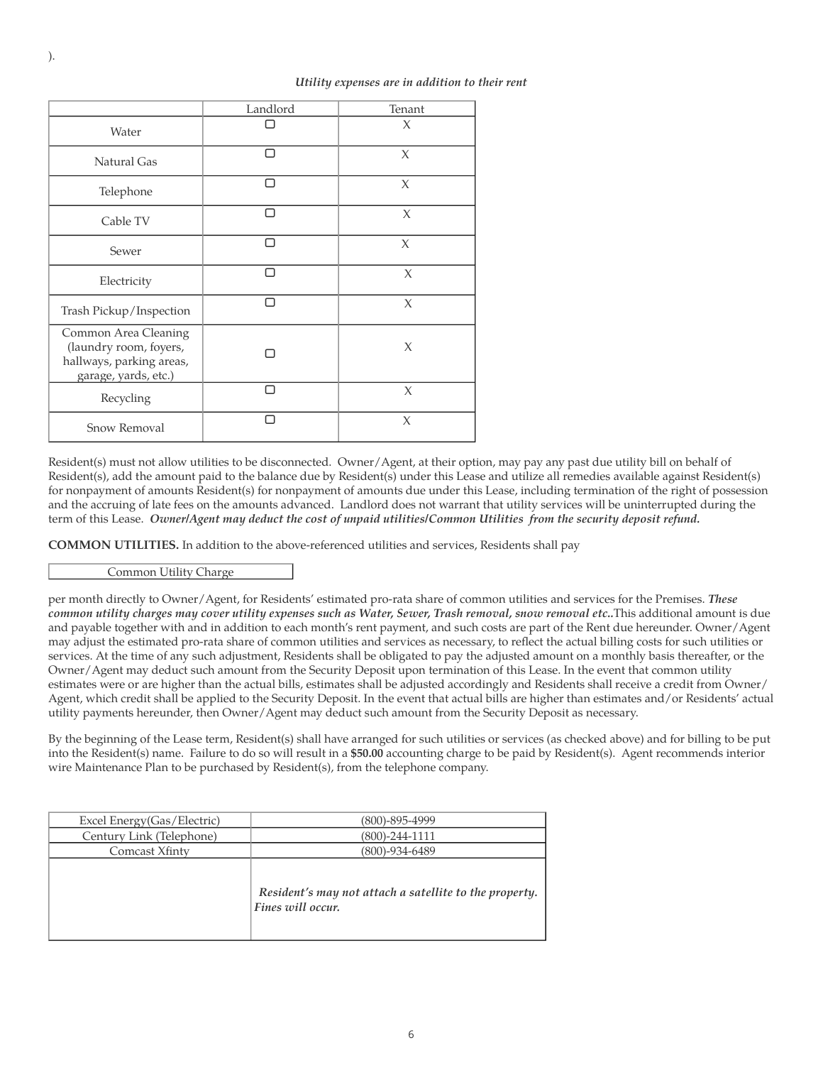).

*Utility expenses are in addition to their rent*

| | Landlord | Tenant |
|---|---|---|
| Water | ☐ | X |
| Natural Gas | ☐ | X |
| Telephone | ☐ | X |
| Cable TV | ☐ | X |
| Sewer | ☐ | X |
| Electricity | ☐ | X |
| Trash Pickup/Inspection | ☐ | X |
| Common Area Cleaning (laundry room, foyers, hallways, parking areas, garage, yards, etc.) | ☐ | X |
| Recycling | ☐ | X |
| Snow Removal | ☐ | X |

Resident(s) must not allow utilities to be disconnected. Owner/Agent, at their option, may pay any past due utility bill on behalf of Resident(s), add the amount paid to the balance due by Resident(s) under this Lease and utilize all remedies available against Resident(s) for nonpayment of amounts Resident(s) for nonpayment of amounts due under this Lease, including termination of the right of possession and the accruing of late fees on the amounts advanced. Landlord does not warrant that utility services will be uninterrupted during the term of this Lease. ***Owner/Agent may deduct the cost of unpaid utilities/Common Utilities from the security deposit refund.***

**COMMON UTILITIES.** In addition to the above-referenced utilities and services, Residents shall pay

| Common Utility Charge |
|---|

per month directly to Owner/Agent, for Residents' estimated pro-rata share of common utilities and services for the Premises. ***These common utility charges may cover utility expenses such as Water, Sewer, Trash removal, snow removal etc..*** This additional amount is due and payable together with and in addition to each month's rent payment, and such costs are part of the Rent due hereunder. Owner/Agent may adjust the estimated pro-rata share of common utilities and services as necessary, to reflect the actual billing costs for such utilities or services. At the time of any such adjustment, Residents shall be obligated to pay the adjusted amount on a monthly basis thereafter, or the Owner/Agent may deduct such amount from the Security Deposit upon termination of this Lease. In the event that common utility estimates were or are higher than the actual bills, estimates shall be adjusted accordingly and Residents shall receive a credit from Owner/Agent, which credit shall be applied to the Security Deposit. In the event that actual bills are higher than estimates and/or Residents' actual utility payments hereunder, then Owner/Agent may deduct such amount from the Security Deposit as necessary.

By the beginning of the Lease term, Resident(s) shall have arranged for such utilities or services (as checked above) and for billing to be put into the Resident(s) name. Failure to do so will result in a **$50.00** accounting charge to be paid by Resident(s). Agent recommends interior wire Maintenance Plan to be purchased by Resident(s), from the telephone company.

| | |
|---|---|
| Excel Energy(Gas/Electric) | (800)-895-4999 |
| Century Link (Telephone) | (800)-244-1111 |
| Comcast Xfinty | (800)-934-6489 |
| | ***Resident's may not attach a satellite to the property. Fines will occur.*** |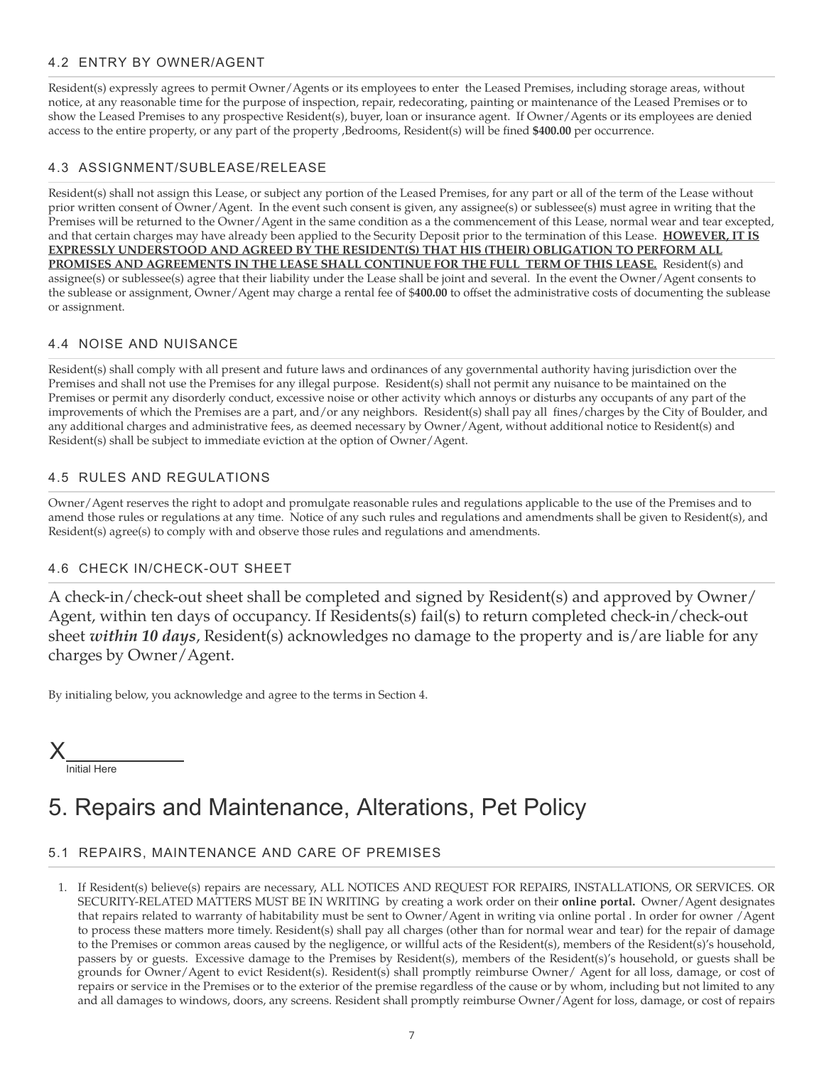### 4.2 ENTRY BY OWNER/AGENT

Resident(s) expressly agrees to permit Owner/Agents or its employees to enter the Leased Premises, including storage areas, without notice, at any reasonable time for the purpose of inspection, repair, redecorating, painting or maintenance of the Leased Premises or to show the Leased Premises to any prospective Resident(s), buyer, loan or insurance agent. If Owner/Agents or its employees are denied access to the entire property, or any part of the property ,Bedrooms, Resident(s) will be fined **$400.00** per occurrence.

### 4.3 ASSIGNMENT/SUBLEASE/RELEASE

Resident(s) shall not assign this Lease, or subject any portion of the Leased Premises, for any part or all of the term of the Lease without prior written consent of Owner/Agent. In the event such consent is given, any assignee(s) or sublessee(s) must agree in writing that the Premises will be returned to the Owner/Agent in the same condition as a the commencement of this Lease, normal wear and tear excepted, and that certain charges may have already been applied to the Security Deposit prior to the termination of this Lease. **HOWEVER, IT IS EXPRESSLY UNDERSTOOD AND AGREED BY THE RESIDENT(S) THAT HIS (THEIR) OBLIGATION TO PERFORM ALL PROMISES AND AGREEMENTS IN THE LEASE SHALL CONTINUE FOR THE FULL TERM OF THIS LEASE.** Resident(s) and assignee(s) or sublessee(s) agree that their liability under the Lease shall be joint and several. In the event the Owner/Agent consents to the sublease or assignment, Owner/Agent may charge a rental fee of $**400.00** to offset the administrative costs of documenting the sublease or assignment.

### 4.4 NOISE AND NUISANCE

Resident(s) shall comply with all present and future laws and ordinances of any governmental authority having jurisdiction over the Premises and shall not use the Premises for any illegal purpose. Resident(s) shall not permit any nuisance to be maintained on the Premises or permit any disorderly conduct, excessive noise or other activity which annoys or disturbs any occupants of any part of the improvements of which the Premises are a part, and/or any neighbors. Resident(s) shall pay all fines/charges by the City of Boulder, and any additional charges and administrative fees, as deemed necessary by Owner/Agent, without additional notice to Resident(s) and Resident(s) shall be subject to immediate eviction at the option of Owner/Agent.

### 4.5 RULES AND REGULATIONS

Owner/Agent reserves the right to adopt and promulgate reasonable rules and regulations applicable to the use of the Premises and to amend those rules or regulations at any time. Notice of any such rules and regulations and amendments shall be given to Resident(s), and Resident(s) agree(s) to comply with and observe those rules and regulations and amendments.

### 4.6 CHECK IN/CHECK-OUT SHEET

A check-in/check-out sheet shall be completed and signed by Resident(s) and approved by Owner/Agent, within ten days of occupancy. If Residents(s) fail(s) to return completed check-in/check-out sheet ***within 10 days***, Resident(s) acknowledges no damage to the property and is/are liable for any charges by Owner/Agent.

By initialing below, you acknowledge and agree to the terms in Section 4.

X__________
Initial Here

# 5. Repairs and Maintenance, Alterations, Pet Policy

### 5.1 REPAIRS, MAINTENANCE AND CARE OF PREMISES

1. If Resident(s) believe(s) repairs are necessary, ALL NOTICES AND REQUEST FOR REPAIRS, INSTALLATIONS, OR SERVICES. OR SECURITY-RELATED MATTERS MUST BE IN WRITING by creating a work order on their **online portal.** Owner/Agent designates that repairs related to warranty of habitability must be sent to Owner/Agent in writing via online portal . In order for owner /Agent to process these matters more timely. Resident(s) shall pay all charges (other than for normal wear and tear) for the repair of damage to the Premises or common areas caused by the negligence, or willful acts of the Resident(s), members of the Resident(s)'s household, passers by or guests. Excessive damage to the Premises by Resident(s), members of the Resident(s)'s household, or guests shall be grounds for Owner/Agent to evict Resident(s). Resident(s) shall promptly reimburse Owner/ Agent for all loss, damage, or cost of repairs or service in the Premises or to the exterior of the premise regardless of the cause or by whom, including but not limited to any and all damages to windows, doors, any screens. Resident shall promptly reimburse Owner/Agent for loss, damage, or cost of repairs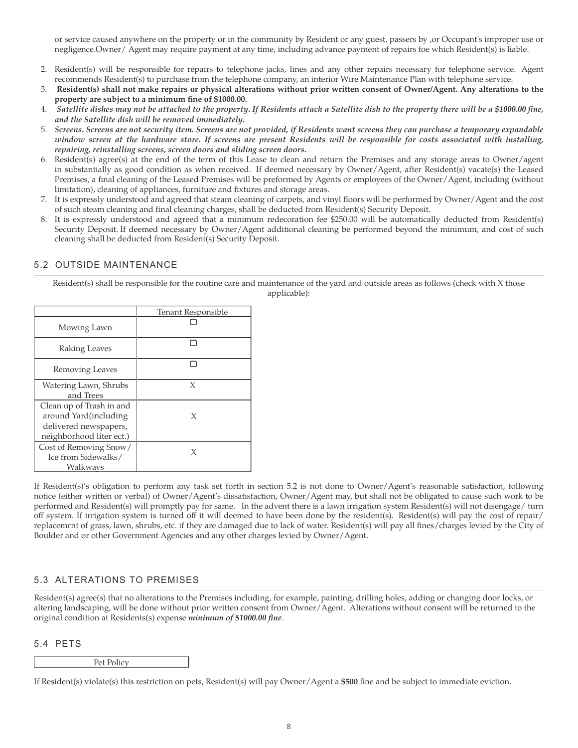or service caused anywhere on the property or in the community by Resident or any guest, passers by ,or Occupant's improper use or negligence.Owner/ Agent may require payment at any time, including advance payment of repairs foe which Resident(s) is liable.

2. Resident(s) will be responsible for repairs to telephone jacks, lines and any other repairs necessary for telephone service. Agent recommends Resident(s) to purchase from the telephone company, an interior Wire Maintenance Plan with telephone service.
3. **Resident(s) shall not make repairs or physical alterations without prior written consent of Owner/Agent. Any alterations to the property are subject to a minimum fine of $1000.00.**
4. ***Satellite dishes may not be attached to the property. If Residents attach a Satellite dish to the property there will be a $1000.00 fine, and the Satellite dish will be removed immediately.***
5. ***Screens. Screens are not security item. Screens are not provided, if Residents want screens they can purchase a temporary expandable window screen at the hardware store. If screens are present Residents will be responsible for costs associated with installing, repairing, reinstalling screens, screen doors and sliding screen doors.***
6. Resident(s) agree(s) at the end of the term of this Lease to clean and return the Premises and any storage areas to Owner/agent in substantially as good condition as when received. If deemed necessary by Owner/Agent, after Resident(s) vacate(s) the Leased Premises, a final cleaning of the Leased Premises will be preformed by Agents or employees of the Owner/Agent, including (without limitation), cleaning of appliances, furniture and fixtures and storage areas.
7. It is expressly understood and agreed that steam cleaning of carpets, and vinyl floors will be performed by Owner/Agent and the cost of such steam cleaning and final cleaning charges, shall be deducted from Resident(s) Security Deposit.
8. It is expressly understood and agreed that a minimum redecoration fee $250.00 will be automatically deducted from Resident(s) Security Deposit. If deemed necessary by Owner/Agent additional cleaning be performed beyond the minimum, and cost of such cleaning shall be deducted from Resident(s) Security Deposit.

## 5.2 OUTSIDE MAINTENANCE

Resident(s) shall be responsible for the routine care and maintenance of the yard and outside areas as follows (check with X those applicable):

| | Tenant Responsible |
|---|---|
| Mowing Lawn | ☐ |
| Raking Leaves | ☐ |
| Removing Leaves | ☐ |
| Watering Lawn, Shrubs and Trees | X |
| Clean up of Trash in and around Yard(including delivered newspapers, neighborhood liter ect.) | X |
| Cost of Removing Snow/ Ice from Sidewalks/ Walkways | X |

If Resident(s)'s obligation to perform any task set forth in section 5.2 is not done to Owner/Agent's reasonable satisfaction, following notice (either written or verbal) of Owner/Agent's dissatisfaction, Owner/Agent may, but shall not be obligated to cause such work to be performed and Resident(s) will promptly pay for same. In the advent there is a lawn irrigation system Resident(s) will not disengage/ turn off system. If irrigation system is turned off it will deemed to have been done by the resident(s). Resident(s) will pay the cost of repair/ replacemrnt of grass, lawn, shrubs, etc. if they are damaged due to lack of water. Resident(s) will pay all fines/charges levied by the City of Boulder and or other Government Agencies and any other charges levied by Owner/Agent.

## 5.3 ALTERATIONS TO PREMISES

Resident(s) agree(s) that no alterations to the Premises including, for example, painting, drilling holes, adding or changing door locks, or altering landscaping, will be done without prior written consent from Owner/Agent. Alterations without consent will be returned to the original condition at Residents(s) expense ***minimum of $1000.00 fine***.

## 5.4 PETS

| Pet Policy |
|---|

If Resident(s) violate(s) this restriction on pets, Resident(s) will pay Owner/Agent a **$500** fine and be subject to immediate eviction.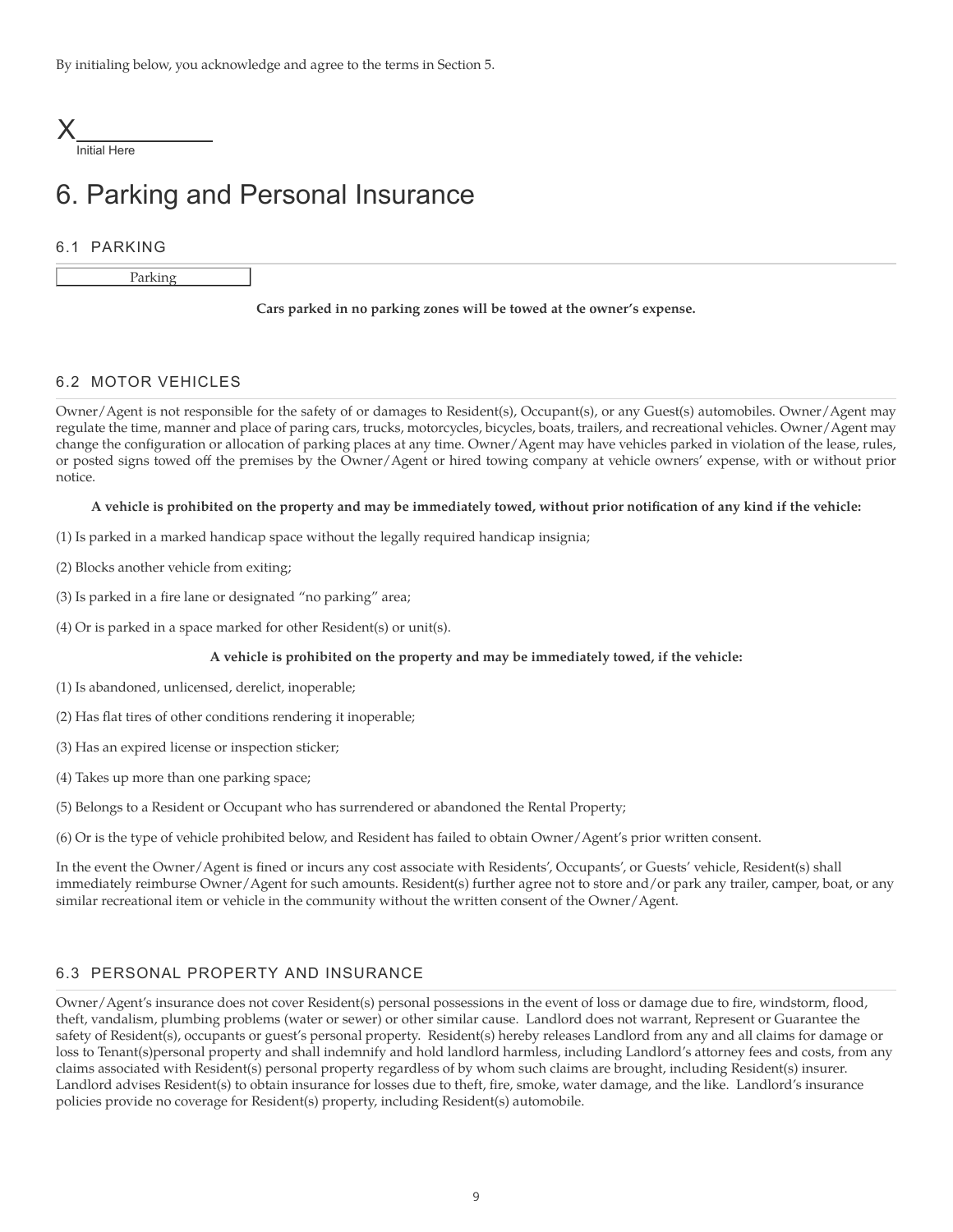By initialing below, you acknowledge and agree to the terms in Section 5.

X___________
Initial Here

# 6. Parking and Personal Insurance

## 6.1 PARKING

| Parking |
|---|

**Cars parked in no parking zones will be towed at the owner's expense.**

## 6.2 MOTOR VEHICLES

Owner/Agent is not responsible for the safety of or damages to Resident(s), Occupant(s), or any Guest(s) automobiles. Owner/Agent may regulate the time, manner and place of paring cars, trucks, motorcycles, bicycles, boats, trailers, and recreational vehicles. Owner/Agent may change the configuration or allocation of parking places at any time. Owner/Agent may have vehicles parked in violation of the lease, rules, or posted signs towed off the premises by the Owner/Agent or hired towing company at vehicle owners' expense, with or without prior notice.

**A vehicle is prohibited on the property and may be immediately towed, without prior notification of any kind if the vehicle:**

(1) Is parked in a marked handicap space without the legally required handicap insignia;

(2) Blocks another vehicle from exiting;

(3) Is parked in a fire lane or designated "no parking" area;

(4) Or is parked in a space marked for other Resident(s) or unit(s).

**A vehicle is prohibited on the property and may be immediately towed, if the vehicle:**

(1) Is abandoned, unlicensed, derelict, inoperable;

(2) Has flat tires of other conditions rendering it inoperable;

(3) Has an expired license or inspection sticker;

(4) Takes up more than one parking space;

(5) Belongs to a Resident or Occupant who has surrendered or abandoned the Rental Property;

(6) Or is the type of vehicle prohibited below, and Resident has failed to obtain Owner/Agent's prior written consent.

In the event the Owner/Agent is fined or incurs any cost associate with Residents', Occupants', or Guests' vehicle, Resident(s) shall immediately reimburse Owner/Agent for such amounts. Resident(s) further agree not to store and/or park any trailer, camper, boat, or any similar recreational item or vehicle in the community without the written consent of the Owner/Agent.

## 6.3 PERSONAL PROPERTY AND INSURANCE

Owner/Agent's insurance does not cover Resident(s) personal possessions in the event of loss or damage due to fire, windstorm, flood, theft, vandalism, plumbing problems (water or sewer) or other similar cause. Landlord does not warrant, Represent or Guarantee the safety of Resident(s), occupants or guest's personal property. Resident(s) hereby releases Landlord from any and all claims for damage or loss to Tenant(s)personal property and shall indemnify and hold landlord harmless, including Landlord's attorney fees and costs, from any claims associated with Resident(s) personal property regardless of by whom such claims are brought, including Resident(s) insurer. Landlord advises Resident(s) to obtain insurance for losses due to theft, fire, smoke, water damage, and the like. Landlord's insurance policies provide no coverage for Resident(s) property, including Resident(s) automobile.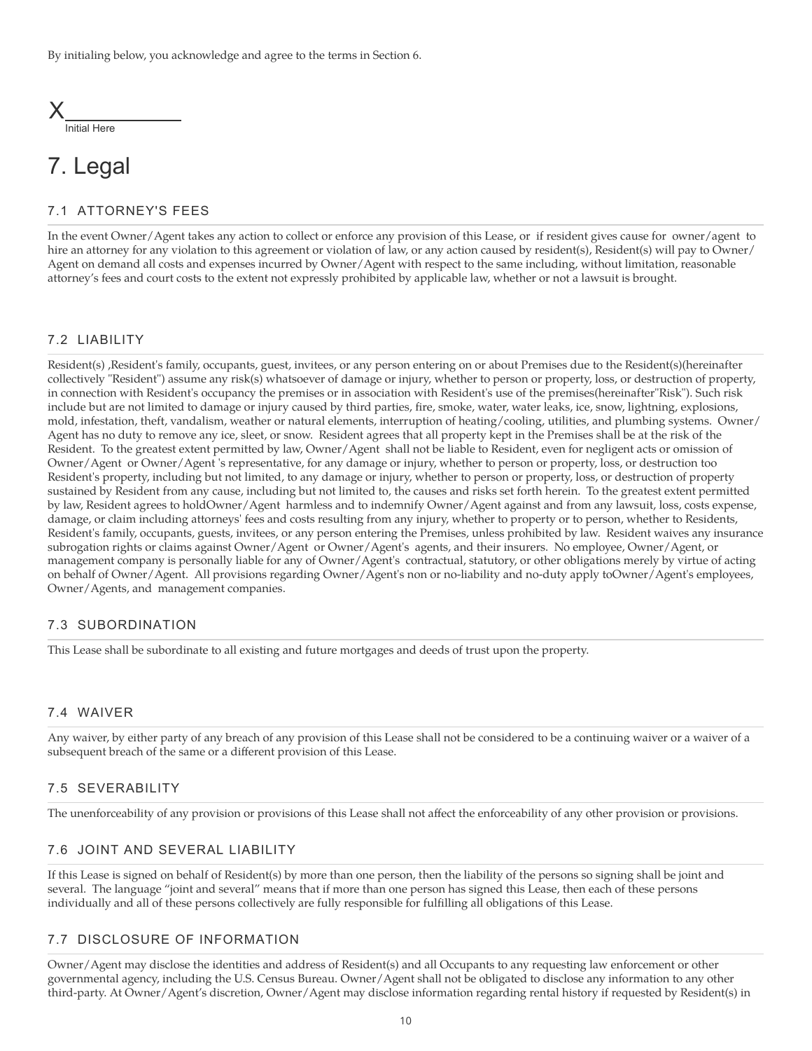By initialing below, you acknowledge and agree to the terms in Section 6.

X__________
Initial Here

# 7. Legal

## 7.1 ATTORNEY'S FEES

In the event Owner/Agent takes any action to collect or enforce any provision of this Lease, or if resident gives cause for owner/agent to hire an attorney for any violation to this agreement or violation of law, or any action caused by resident(s), Resident(s) will pay to Owner/ Agent on demand all costs and expenses incurred by Owner/Agent with respect to the same including, without limitation, reasonable attorney's fees and court costs to the extent not expressly prohibited by applicable law, whether or not a lawsuit is brought.

## 7.2 LIABILITY

Resident(s) ,Resident's family, occupants, guest, invitees, or any person entering on or about Premises due to the Resident(s)(hereinafter collectively "Resident") assume any risk(s) whatsoever of damage or injury, whether to person or property, loss, or destruction of property, in connection with Resident's occupancy the premises or in association with Resident's use of the premises(hereinafter"Risk"). Such risk include but are not limited to damage or injury caused by third parties, fire, smoke, water, water leaks, ice, snow, lightning, explosions, mold, infestation, theft, vandalism, weather or natural elements, interruption of heating/cooling, utilities, and plumbing systems. Owner/ Agent has no duty to remove any ice, sleet, or snow. Resident agrees that all property kept in the Premises shall be at the risk of the Resident. To the greatest extent permitted by law, Owner/Agent shall not be liable to Resident, even for negligent acts or omission of Owner/Agent or Owner/Agent 's representative, for any damage or injury, whether to person or property, loss, or destruction too Resident's property, including but not limited, to any damage or injury, whether to person or property, loss, or destruction of property sustained by Resident from any cause, including but not limited to, the causes and risks set forth herein. To the greatest extent permitted by law, Resident agrees to holdOwner/Agent harmless and to indemnify Owner/Agent against and from any lawsuit, loss, costs expense, damage, or claim including attorneys' fees and costs resulting from any injury, whether to property or to person, whether to Residents, Resident's family, occupants, guests, invitees, or any person entering the Premises, unless prohibited by law. Resident waives any insurance subrogation rights or claims against Owner/Agent or Owner/Agent's agents, and their insurers. No employee, Owner/Agent, or management company is personally liable for any of Owner/Agent's contractual, statutory, or other obligations merely by virtue of acting on behalf of Owner/Agent. All provisions regarding Owner/Agent's non or no-liability and no-duty apply toOwner/Agent's employees, Owner/Agents, and management companies.

## 7.3 SUBORDINATION

This Lease shall be subordinate to all existing and future mortgages and deeds of trust upon the property.

## 7.4 WAIVER

Any waiver, by either party of any breach of any provision of this Lease shall not be considered to be a continuing waiver or a waiver of a subsequent breach of the same or a different provision of this Lease.

## 7.5 SEVERABILITY

The unenforceability of any provision or provisions of this Lease shall not affect the enforceability of any other provision or provisions.

## 7.6 JOINT AND SEVERAL LIABILITY

If this Lease is signed on behalf of Resident(s) by more than one person, then the liability of the persons so signing shall be joint and several. The language "joint and several" means that if more than one person has signed this Lease, then each of these persons individually and all of these persons collectively are fully responsible for fulfilling all obligations of this Lease.

## 7.7 DISCLOSURE OF INFORMATION

Owner/Agent may disclose the identities and address of Resident(s) and all Occupants to any requesting law enforcement or other governmental agency, including the U.S. Census Bureau. Owner/Agent shall not be obligated to disclose any information to any other third-party. At Owner/Agent's discretion, Owner/Agent may disclose information regarding rental history if requested by Resident(s) in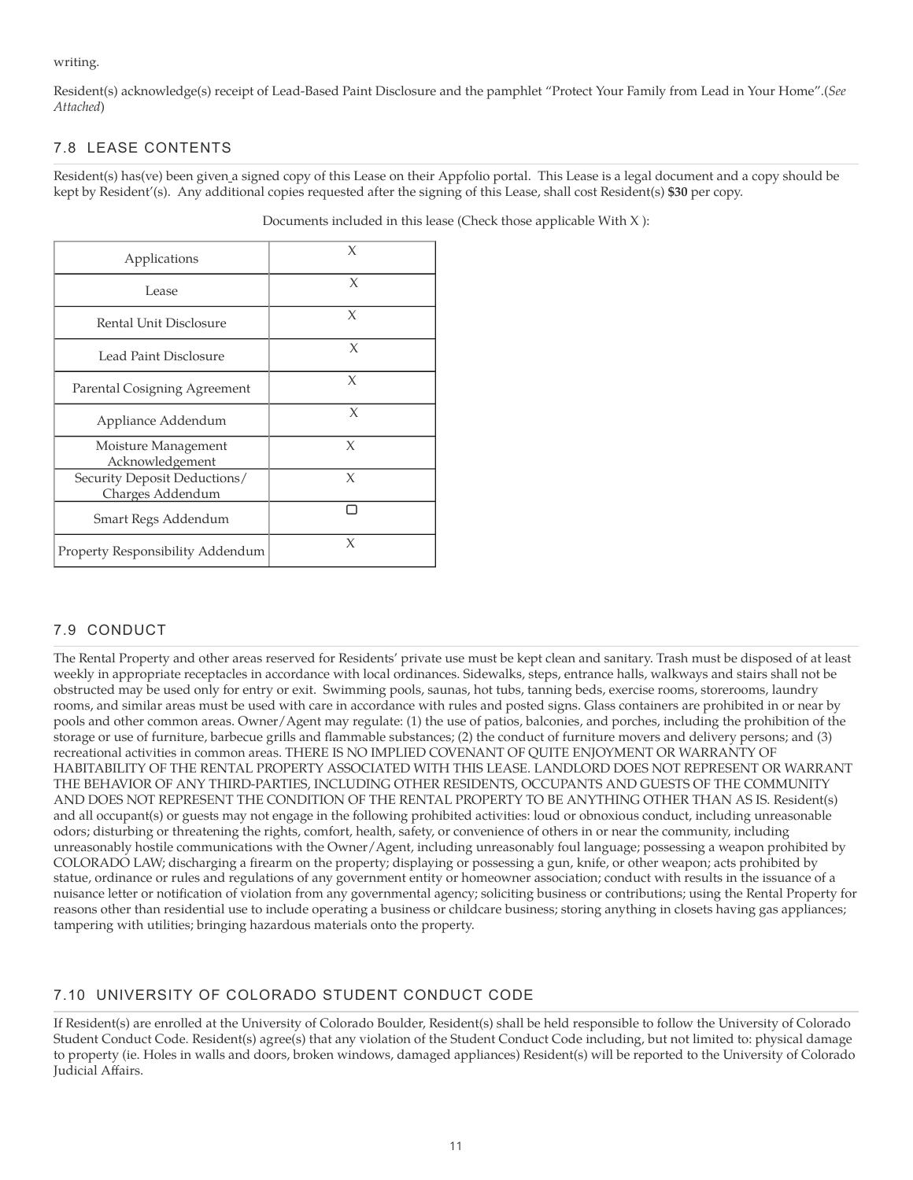writing.

Resident(s) acknowledge(s) receipt of Lead-Based Paint Disclosure and the pamphlet "Protect Your Family from Lead in Your Home".(*See Attached*)

## 7.8 LEASE CONTENTS

Resident(s) has(ve) been given a signed copy of this Lease on their Appfolio portal. This Lease is a legal document and a copy should be kept by Resident'(s). Any additional copies requested after the signing of this Lease, shall cost Resident(s) **$30** per copy.

Documents included in this lease (Check those applicable With X ):

| Document | Included |
|---|---|
| Applications | X |
| Lease | X |
| Rental Unit Disclosure | X |
| Lead Paint Disclosure | X |
| Parental Cosigning Agreement | X |
| Appliance Addendum | X |
| Moisture Management Acknowledgement | X |
| Security Deposit Deductions/ Charges Addendum | X |
| Smart Regs Addendum | ☐ |
| Property Responsibility Addendum | X |

## 7.9 CONDUCT

The Rental Property and other areas reserved for Residents' private use must be kept clean and sanitary. Trash must be disposed of at least weekly in appropriate receptacles in accordance with local ordinances. Sidewalks, steps, entrance halls, walkways and stairs shall not be obstructed may be used only for entry or exit. Swimming pools, saunas, hot tubs, tanning beds, exercise rooms, storerooms, laundry rooms, and similar areas must be used with care in accordance with rules and posted signs. Glass containers are prohibited in or near by pools and other common areas. Owner/Agent may regulate: (1) the use of patios, balconies, and porches, including the prohibition of the storage or use of furniture, barbecue grills and flammable substances; (2) the conduct of furniture movers and delivery persons; and (3) recreational activities in common areas. THERE IS NO IMPLIED COVENANT OF QUITE ENJOYMENT OR WARRANTY OF HABITABILITY OF THE RENTAL PROPERTY ASSOCIATED WITH THIS LEASE. LANDLORD DOES NOT REPRESENT OR WARRANT THE BEHAVIOR OF ANY THIRD-PARTIES, INCLUDING OTHER RESIDENTS, OCCUPANTS AND GUESTS OF THE COMMUNITY AND DOES NOT REPRESENT THE CONDITION OF THE RENTAL PROPERTY TO BE ANYTHING OTHER THAN AS IS. Resident(s) and all occupant(s) or guests may not engage in the following prohibited activities: loud or obnoxious conduct, including unreasonable odors; disturbing or threatening the rights, comfort, health, safety, or convenience of others in or near the community, including unreasonably hostile communications with the Owner/Agent, including unreasonably foul language; possessing a weapon prohibited by COLORADO LAW; discharging a firearm on the property; displaying or possessing a gun, knife, or other weapon; acts prohibited by statue, ordinance or rules and regulations of any government entity or homeowner association; conduct with results in the issuance of a nuisance letter or notification of violation from any governmental agency; soliciting business or contributions; using the Rental Property for reasons other than residential use to include operating a business or childcare business; storing anything in closets having gas appliances; tampering with utilities; bringing hazardous materials onto the property.

## 7.10 UNIVERSITY OF COLORADO STUDENT CONDUCT CODE

If Resident(s) are enrolled at the University of Colorado Boulder, Resident(s) shall be held responsible to follow the University of Colorado Student Conduct Code. Resident(s) agree(s) that any violation of the Student Conduct Code including, but not limited to: physical damage to property (ie. Holes in walls and doors, broken windows, damaged appliances) Resident(s) will be reported to the University of Colorado Judicial Affairs.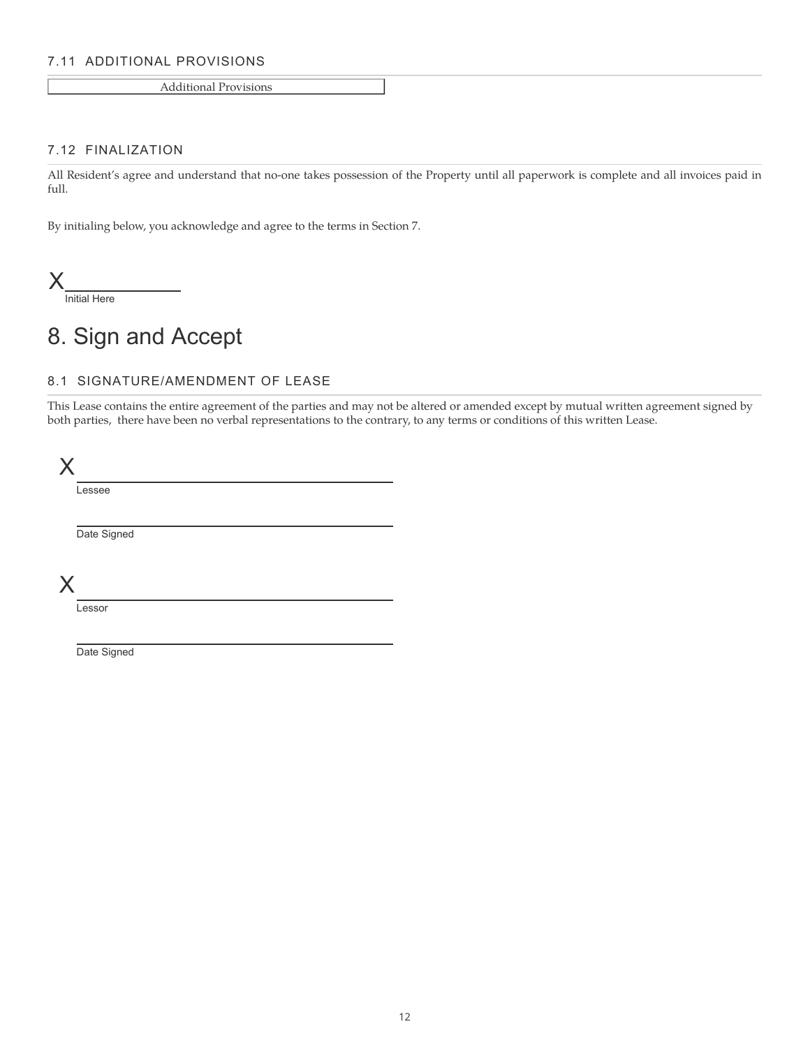### 7.11 ADDITIONAL PROVISIONS

Additional Provisions

### 7.12 FINALIZATION

All Resident's agree and understand that no-one takes possession of the Property until all paperwork is complete and all invoices paid in full.

By initialing below, you acknowledge and agree to the terms in Section 7.

X\_\_\_\_\_\_\_\_\_\_\_\_
Initial Here

# 8. Sign and Accept

### 8.1 SIGNATURE/AMENDMENT OF LEASE

This Lease contains the entire agreement of the parties and may not be altered or amended except by mutual written agreement signed by both parties, there have been no verbal representations to the contrary, to any terms or conditions of this written Lease.

X\_\_\_\_\_\_\_\_\_\_\_\_\_\_\_\_\_\_\_\_\_\_\_\_\_\_\_\_\_\_
Lessee

\_\_\_\_\_\_\_\_\_\_\_\_\_\_\_\_\_\_\_\_\_\_\_\_\_\_\_\_\_\_
Date Signed

X\_\_\_\_\_\_\_\_\_\_\_\_\_\_\_\_\_\_\_\_\_\_\_\_\_\_\_\_\_\_
Lessor

\_\_\_\_\_\_\_\_\_\_\_\_\_\_\_\_\_\_\_\_\_\_\_\_\_\_\_\_\_\_
Date Signed